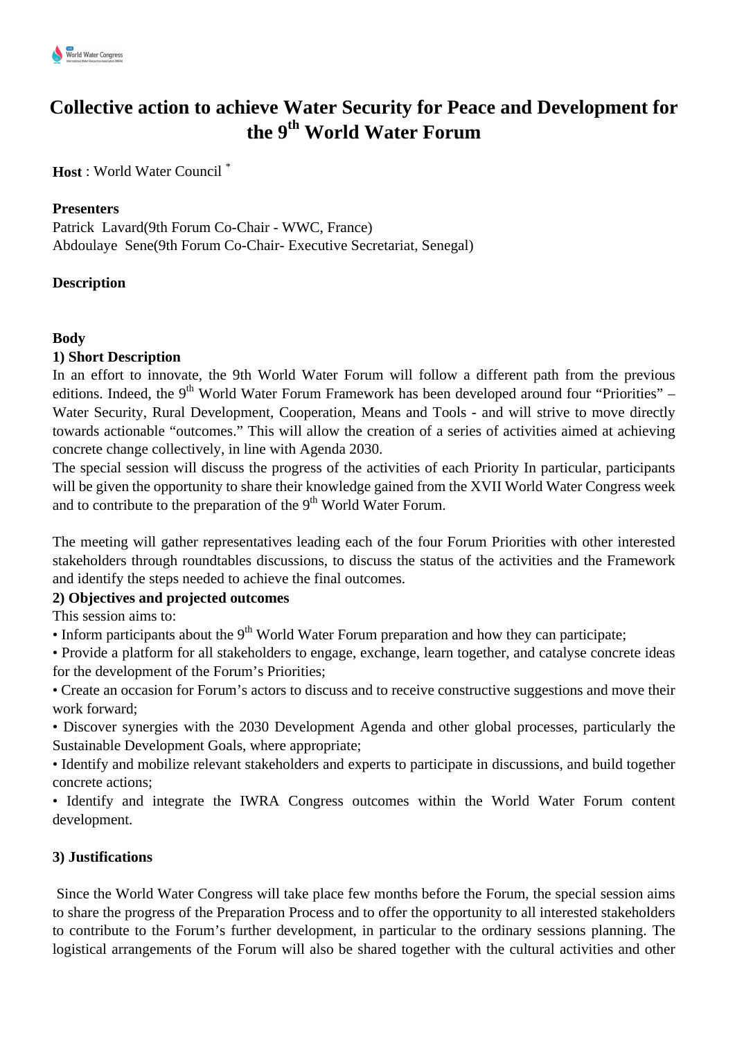# Collective action to achieve Water Security for Peace and Development for the 9th World Water Forum

**Host** : World Water Council *

**Presenters**
Patrick Lavard(9th Forum Co-Chair - WWC, France)
Abdoulaye Sene(9th Forum Co-Chair- Executive Secretariat, Senegal)

**Description**

**Body**

**1) Short Description**

In an effort to innovate, the 9th World Water Forum will follow a different path from the previous editions. Indeed, the 9th World Water Forum Framework has been developed around four "Priorities" – Water Security, Rural Development, Cooperation, Means and Tools - and will strive to move directly towards actionable "outcomes." This will allow the creation of a series of activities aimed at achieving concrete change collectively, in line with Agenda 2030.

The special session will discuss the progress of the activities of each Priority In particular, participants will be given the opportunity to share their knowledge gained from the XVII World Water Congress week and to contribute to the preparation of the 9th World Water Forum.

The meeting will gather representatives leading each of the four Forum Priorities with other interested stakeholders through roundtables discussions, to discuss the status of the activities and the Framework and identify the steps needed to achieve the final outcomes.

**2) Objectives and projected outcomes**

This session aims to:

• Inform participants about the 9th World Water Forum preparation and how they can participate;

• Provide a platform for all stakeholders to engage, exchange, learn together, and catalyse concrete ideas for the development of the Forum's Priorities;

• Create an occasion for Forum's actors to discuss and to receive constructive suggestions and move their work forward;

• Discover synergies with the 2030 Development Agenda and other global processes, particularly the Sustainable Development Goals, where appropriate;

• Identify and mobilize relevant stakeholders and experts to participate in discussions, and build together concrete actions;

• Identify and integrate the IWRA Congress outcomes within the World Water Forum content development.

**3) Justifications**

Since the World Water Congress will take place few months before the Forum, the special session aims to share the progress of the Preparation Process and to offer the opportunity to all interested stakeholders to contribute to the Forum's further development, in particular to the ordinary sessions planning. The logistical arrangements of the Forum will also be shared together with the cultural activities and other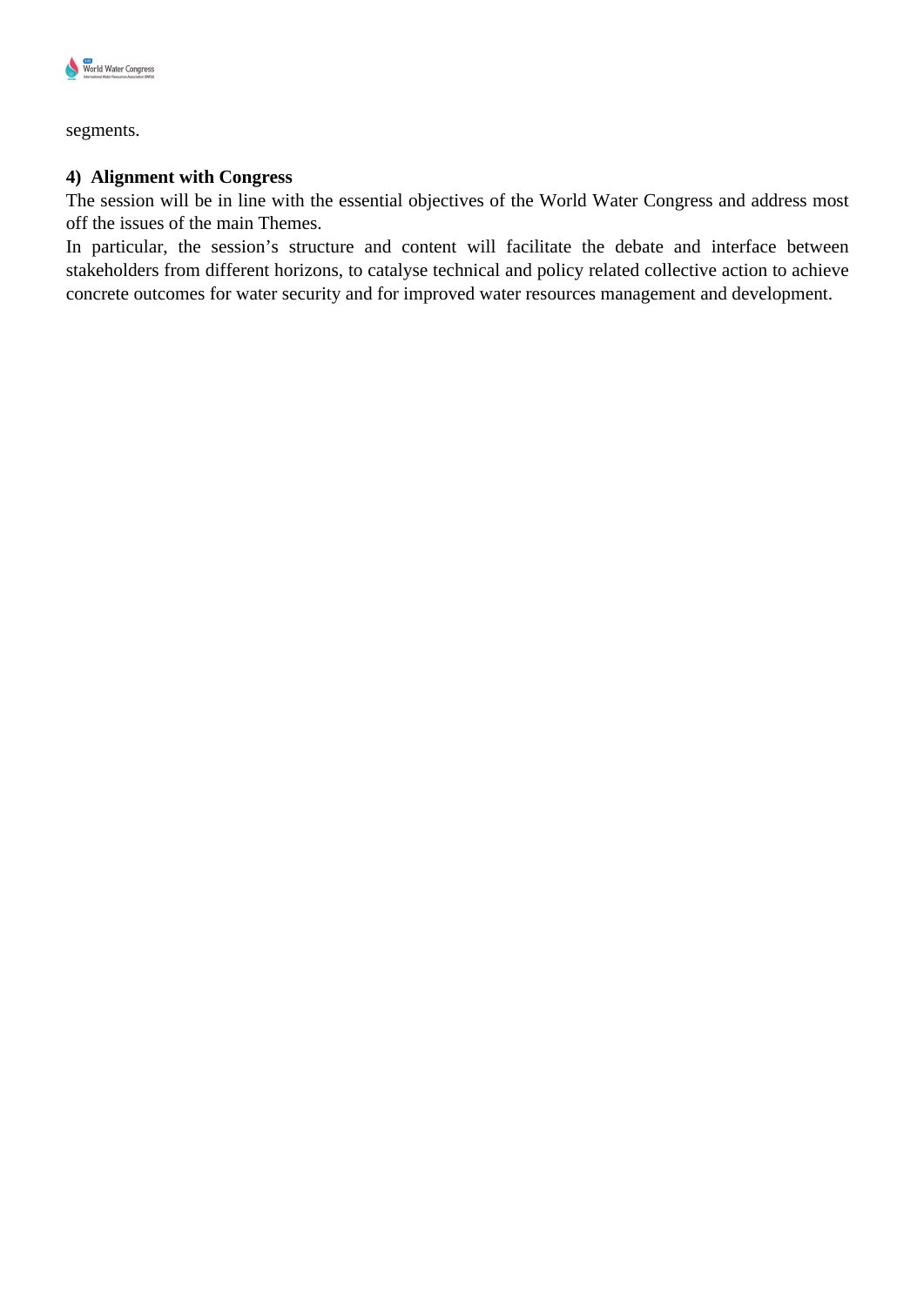segments.

**4) Alignment with Congress**

The session will be in line with the essential objectives of the World Water Congress and address most off the issues of the main Themes.

In particular, the session's structure and content will facilitate the debate and interface between stakeholders from different horizons, to catalyse technical and policy related collective action to achieve concrete outcomes for water security and for improved water resources management and development.